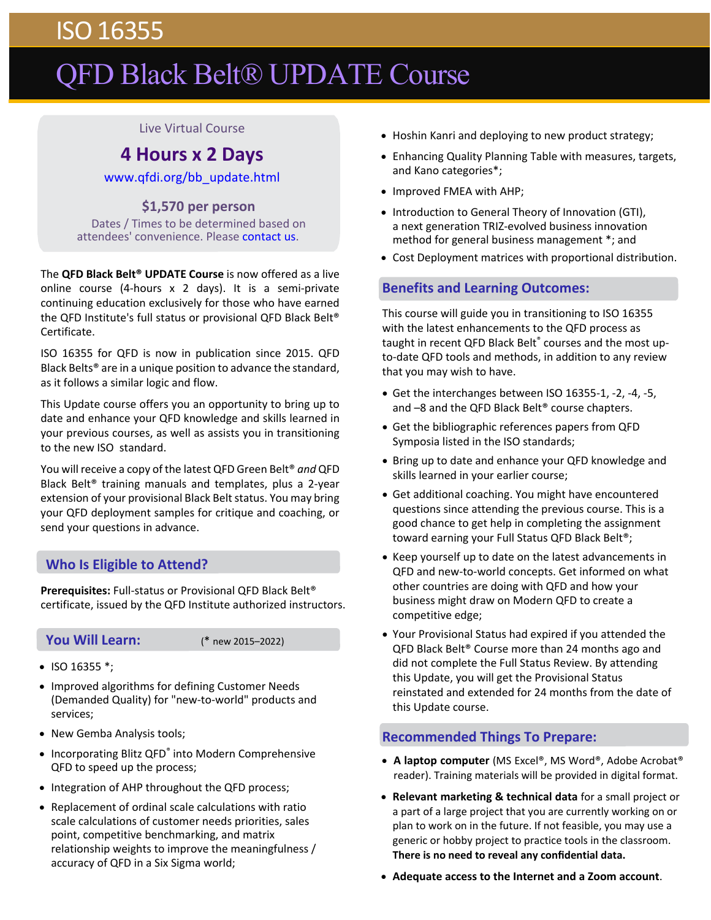# ISO 16355

# QFD Black Belt® UPDATE Course

Live Virtual Course

**4 Hours x 2 Days**

www.qfdi.org/bb_update.html

**$1,570 per person**

Dates / Times to be determined based on attendees' convenience. Please contact us.

The **QFD Black Belt® UPDATE Course** is now offered as a live online course (4-hours x 2 days). It is a semi-private continuing education exclusively for those who have earned the QFD Institute's full status or provisional QFD Black Belt® Certificate.

ISO 16355 for QFD is now in publication since 2015. QFD Black Belts® are in a unique position to advance the standard, as it follows a similar logic and flow.

This Update course offers you an opportunity to bring up to date and enhance your QFD knowledge and skills learned in your previous courses, as well as assists you in transitioning to the new ISO standard.

You will receive a copy of the latest QFD Green Belt® *and* QFD Black Belt® training manuals and templates, plus a 2-year extension of your provisional Black Belt status. You may bring your QFD deployment samples for critique and coaching, or send your questions in advance.

## Who Is Eligible to Attend?

**Prerequisites:** Full-status or Provisional QFD Black Belt® certificate, issued by the QFD Institute authorized instructors.

## You Will Learn:

(* new 2015–2022)

- ISO 16355 *;
- Improved algorithms for defining Customer Needs (Demanded Quality) for "new-to-world" products and services;
- New Gemba Analysis tools;
- Incorporating Blitz QFD® into Modern Comprehensive QFD to speed up the process;
- Integration of AHP throughout the QFD process;
- Replacement of ordinal scale calculations with ratio scale calculations of customer needs priorities, sales point, competitive benchmarking, and matrix relationship weights to improve the meaningfulness / accuracy of QFD in a Six Sigma world;
- Hoshin Kanri and deploying to new product strategy;
- Enhancing Quality Planning Table with measures, targets, and Kano categories*;
- Improved FMEA with AHP;
- Introduction to General Theory of Innovation (GTI), a next generation TRIZ-evolved business innovation method for general business management *; and
- Cost Deployment matrices with proportional distribution.

## Benefits and Learning Outcomes:

This course will guide you in transitioning to ISO 16355 with the latest enhancements to the QFD process as taught in recent QFD Black Belt® courses and the most up-to-date QFD tools and methods, in addition to any review that you may wish to have.

- Get the interchanges between ISO 16355-1, -2, -4, -5, and –8 and the QFD Black Belt® course chapters.
- Get the bibliographic references papers from QFD Symposia listed in the ISO standards;
- Bring up to date and enhance your QFD knowledge and skills learned in your earlier course;
- Get additional coaching. You might have encountered questions since attending the previous course. This is a good chance to get help in completing the assignment toward earning your Full Status QFD Black Belt®;
- Keep yourself up to date on the latest advancements in QFD and new-to-world concepts. Get informed on what other countries are doing with QFD and how your business might draw on Modern QFD to create a competitive edge;
- Your Provisional Status had expired if you attended the QFD Black Belt® Course more than 24 months ago and did not complete the Full Status Review. By attending this Update, you will get the Provisional Status reinstated and extended for 24 months from the date of this Update course.

## Recommended Things To Prepare:

- **A laptop computer** (MS Excel®, MS Word®, Adobe Acrobat® reader). Training materials will be provided in digital format.
- **Relevant marketing & technical data** for a small project or a part of a large project that you are currently working on or plan to work on in the future. If not feasible, you may use a generic or hobby project to practice tools in the classroom. **There is no need to reveal any confidential data.**
- **Adequate access to the Internet and a Zoom account**.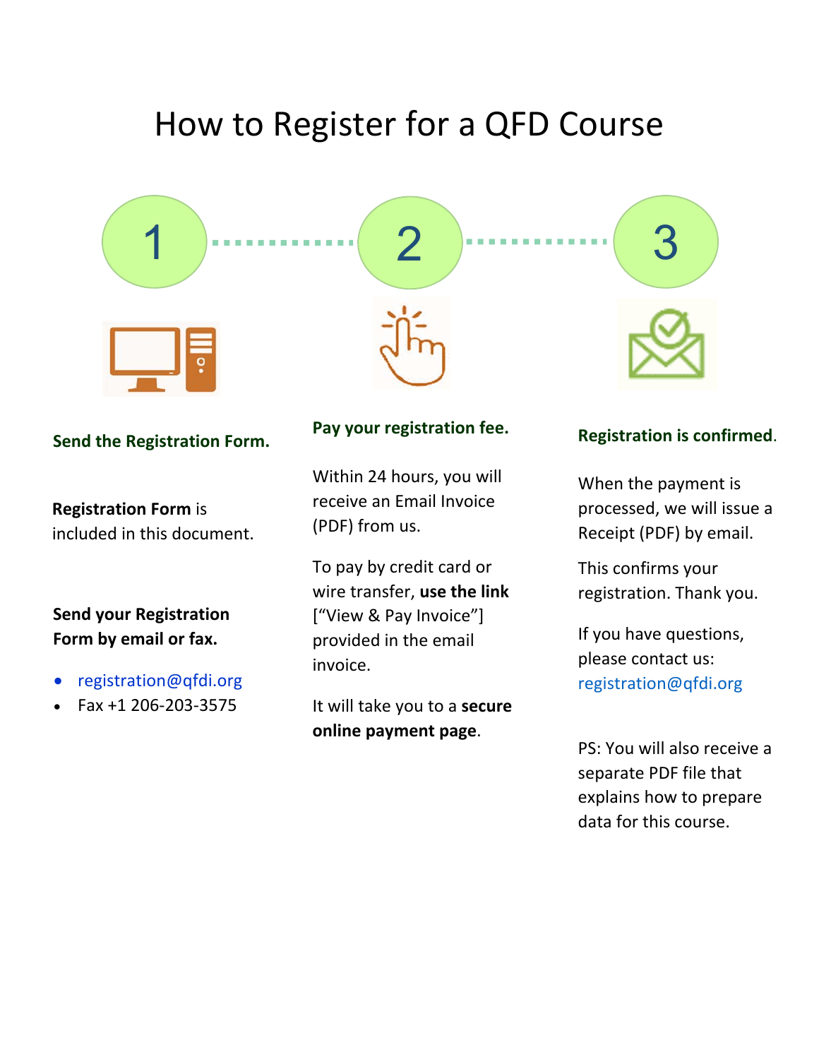# How to Register for a QFD Course

## 1

**Send the Registration Form.**

**Registration Form** is included in this document.

**Send your Registration Form by email or fax.**

- registration@qfdi.org
- Fax +1 206-203-3575

## 2

**Pay your registration fee.**

Within 24 hours, you will receive an Email Invoice (PDF) from us.

To pay by credit card or wire transfer, **use the link** ["View & Pay Invoice"] provided in the email invoice.

It will take you to a **secure online payment page**.

## 3

**Registration is confirmed**.

When the payment is processed, we will issue a Receipt (PDF) by email.

This confirms your registration. Thank you.

If you have questions, please contact us: registration@qfdi.org

PS: You will also receive a separate PDF file that explains how to prepare data for this course.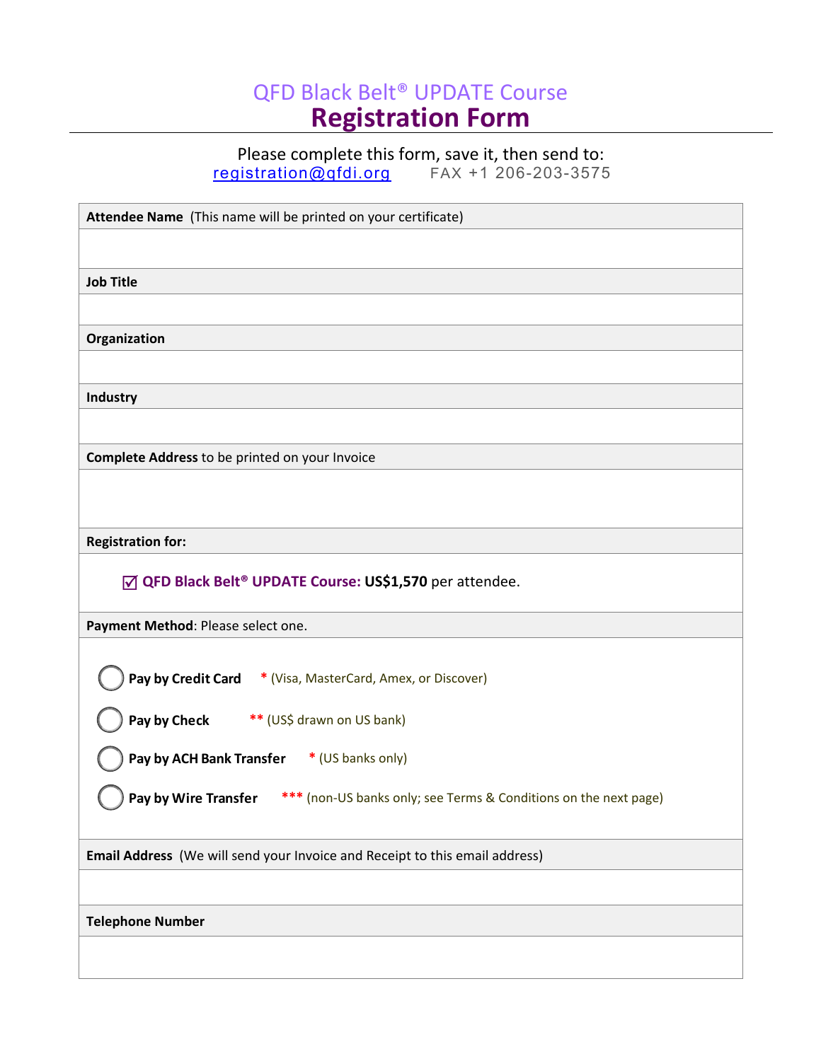# QFD Black Belt® UPDATE Course

## Registration Form

Please complete this form, save it, then send to:
registration@qfdi.org FAX +1 206-203-3575

**Attendee Name** (This name will be printed on your certificate)

**Job Title**

**Organization**

**Industry**

**Complete Address** to be printed on your Invoice

**Registration for:**

☑ **QFD Black Belt® UPDATE Course: US$1,570** per attendee.

**Payment Method**: Please select one.

- ◯ **Pay by Credit Card** * (Visa, MasterCard, Amex, or Discover)
- ◯ **Pay by Check** ** (US$ drawn on US bank)
- ◯ **Pay by ACH Bank Transfer** * (US banks only)
- ◯ **Pay by Wire Transfer** *** (non-US banks only; see Terms & Conditions on the next page)

**Email Address** (We will send your Invoice and Receipt to this email address)

**Telephone Number**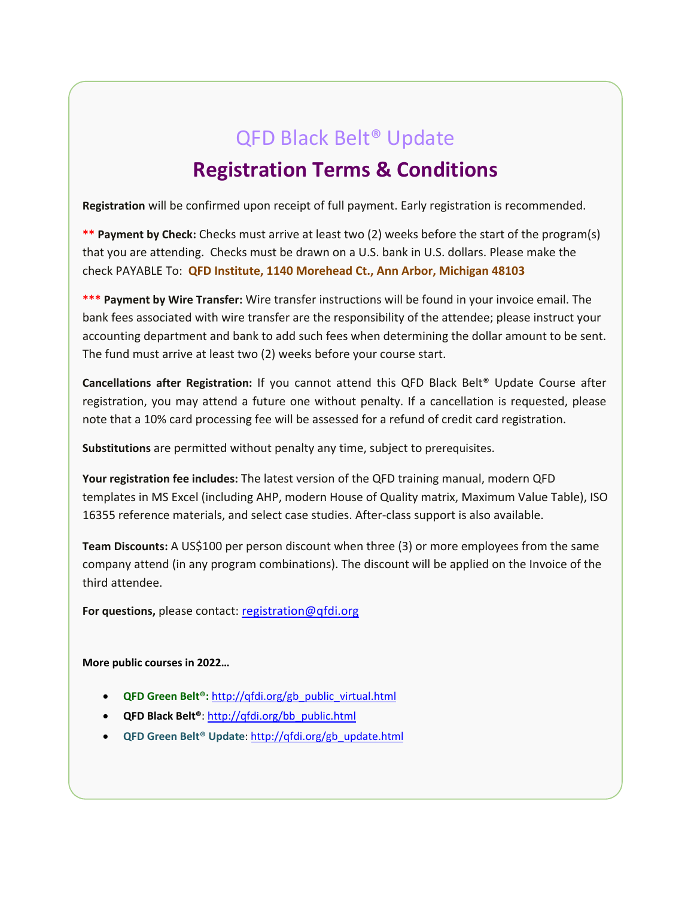# QFD Black Belt® Update

## Registration Terms & Conditions

**Registration** will be confirmed upon receipt of full payment. Early registration is recommended.

** **Payment by Check:** Checks must arrive at least two (2) weeks before the start of the program(s) that you are attending. Checks must be drawn on a U.S. bank in U.S. dollars. Please make the check PAYABLE To: **QFD Institute, 1140 Morehead Ct., Ann Arbor, Michigan 48103**

*** **Payment by Wire Transfer:** Wire transfer instructions will be found in your invoice email. The bank fees associated with wire transfer are the responsibility of the attendee; please instruct your accounting department and bank to add such fees when determining the dollar amount to be sent. The fund must arrive at least two (2) weeks before your course start.

**Cancellations after Registration:** If you cannot attend this QFD Black Belt® Update Course after registration, you may attend a future one without penalty. If a cancellation is requested, please note that a 10% card processing fee will be assessed for a refund of credit card registration.

**Substitutions** are permitted without penalty any time, subject to prerequisites.

**Your registration fee includes:** The latest version of the QFD training manual, modern QFD templates in MS Excel (including AHP, modern House of Quality matrix, Maximum Value Table), ISO 16355 reference materials, and select case studies. After-class support is also available.

**Team Discounts:** A US$100 per person discount when three (3) or more employees from the same company attend (in any program combinations). The discount will be applied on the Invoice of the third attendee.

**For questions,** please contact: registration@qfdi.org

**More public courses in 2022…**

- **QFD Green Belt®:** http://qfdi.org/gb_public_virtual.html
- **QFD Black Belt®**: http://qfdi.org/bb_public.html
- **QFD Green Belt® Update**: http://qfdi.org/gb_update.html